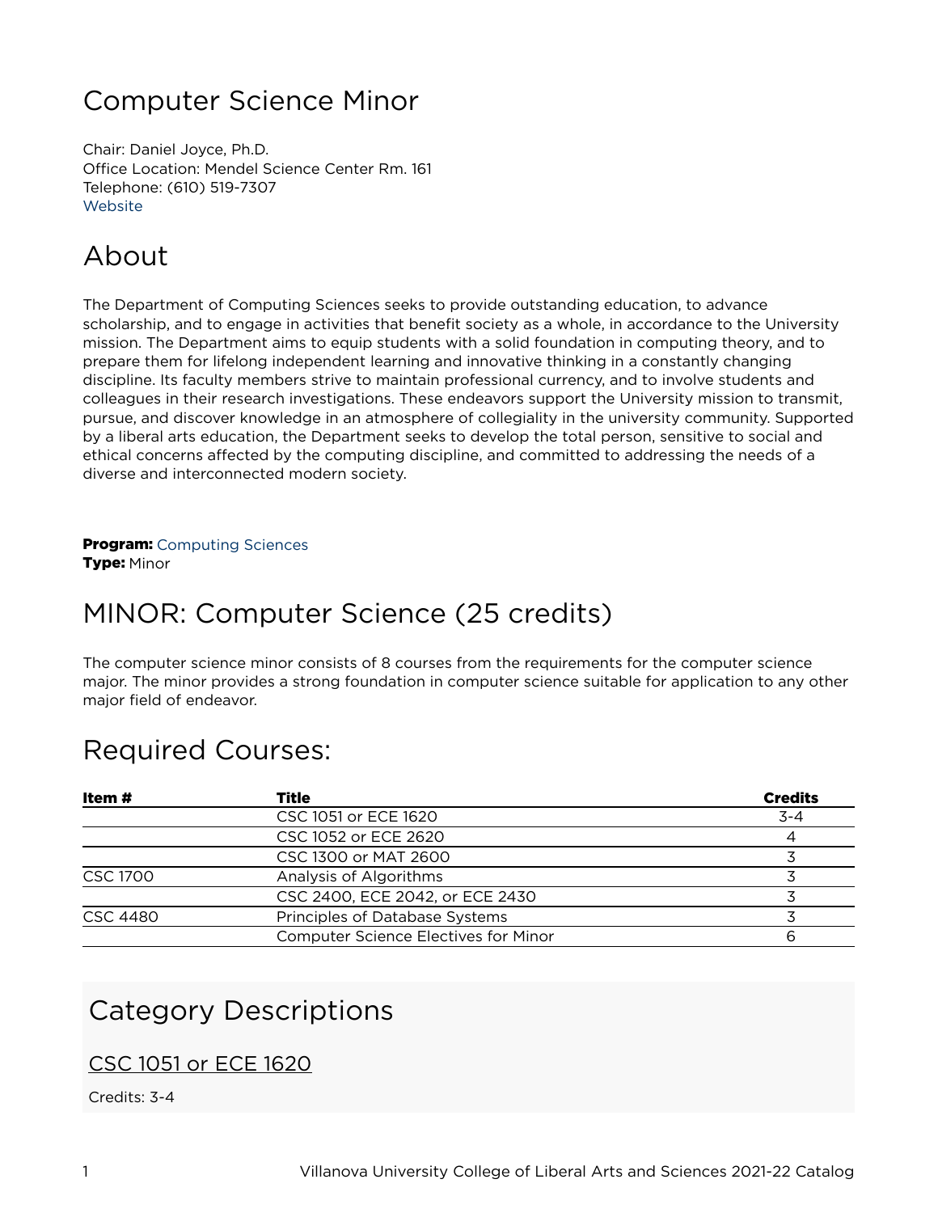# Computer Science Minor

Chair: Daniel Joyce, Ph.D.
Office Location: Mendel Science Center Rm. 161
Telephone: (610) 519-7307
Website

## About

The Department of Computing Sciences seeks to provide outstanding education, to advance scholarship, and to engage in activities that benefit society as a whole, in accordance to the University mission. The Department aims to equip students with a solid foundation in computing theory, and to prepare them for lifelong independent learning and innovative thinking in a constantly changing discipline. Its faculty members strive to maintain professional currency, and to involve students and colleagues in their research investigations. These endeavors support the University mission to transmit, pursue, and discover knowledge in an atmosphere of collegiality in the university community. Supported by a liberal arts education, the Department seeks to develop the total person, sensitive to social and ethical concerns affected by the computing discipline, and committed to addressing the needs of a diverse and interconnected modern society.

**Program:** Computing Sciences
**Type:** Minor

## MINOR: Computer Science (25 credits)

The computer science minor consists of 8 courses from the requirements for the computer science major. The minor provides a strong foundation in computer science suitable for application to any other major field of endeavor.

## Required Courses:

| Item # | Title | Credits |
|---|---|---|
| | CSC 1051 or ECE 1620 | 3-4 |
| | CSC 1052 or ECE 2620 | 4 |
| | CSC 1300 or MAT 2600 | 3 |
| CSC 1700 | Analysis of Algorithms | 3 |
| | CSC 2400, ECE 2042, or ECE 2430 | 3 |
| CSC 4480 | Principles of Database Systems | 3 |
| | Computer Science Electives for Minor | 6 |

## Category Descriptions

### CSC 1051 or ECE 1620

Credits: 3-4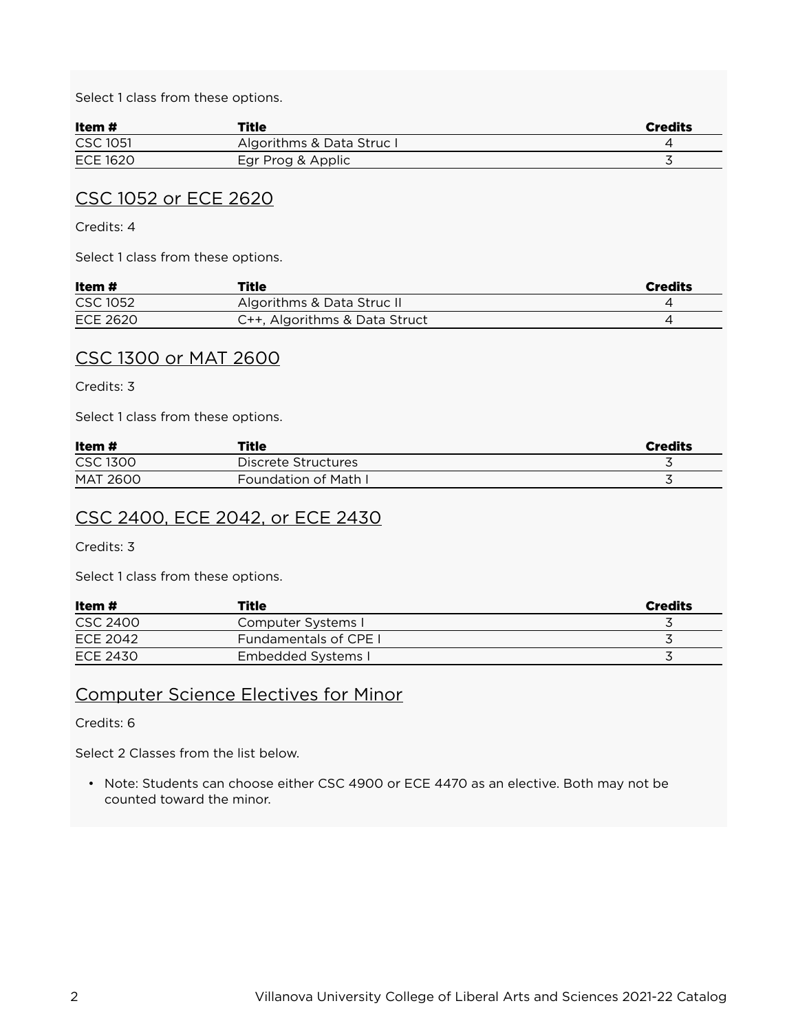Select 1 class from these options.

| Item # | Title | Credits |
| --- | --- | --- |
| CSC 1051 | Algorithms & Data Struc I | 4 |
| ECE 1620 | Egr Prog & Applic | 3 |

## CSC 1052 or ECE 2620

Credits: 4

Select 1 class from these options.

| Item # | Title | Credits |
| --- | --- | --- |
| CSC 1052 | Algorithms & Data Struc II | 4 |
| ECE 2620 | C++, Algorithms & Data Struct | 4 |

## CSC 1300 or MAT 2600

Credits: 3

Select 1 class from these options.

| Item # | Title | Credits |
| --- | --- | --- |
| CSC 1300 | Discrete Structures | 3 |
| MAT 2600 | Foundation of Math I | 3 |

## CSC 2400, ECE 2042, or ECE 2430

Credits: 3

Select 1 class from these options.

| Item # | Title | Credits |
| --- | --- | --- |
| CSC 2400 | Computer Systems I | 3 |
| ECE 2042 | Fundamentals of CPE I | 3 |
| ECE 2430 | Embedded Systems I | 3 |

## Computer Science Electives for Minor

Credits: 6

Select 2 Classes from the list below.

- Note: Students can choose either CSC 4900 or ECE 4470 as an elective. Both may not be counted toward the minor.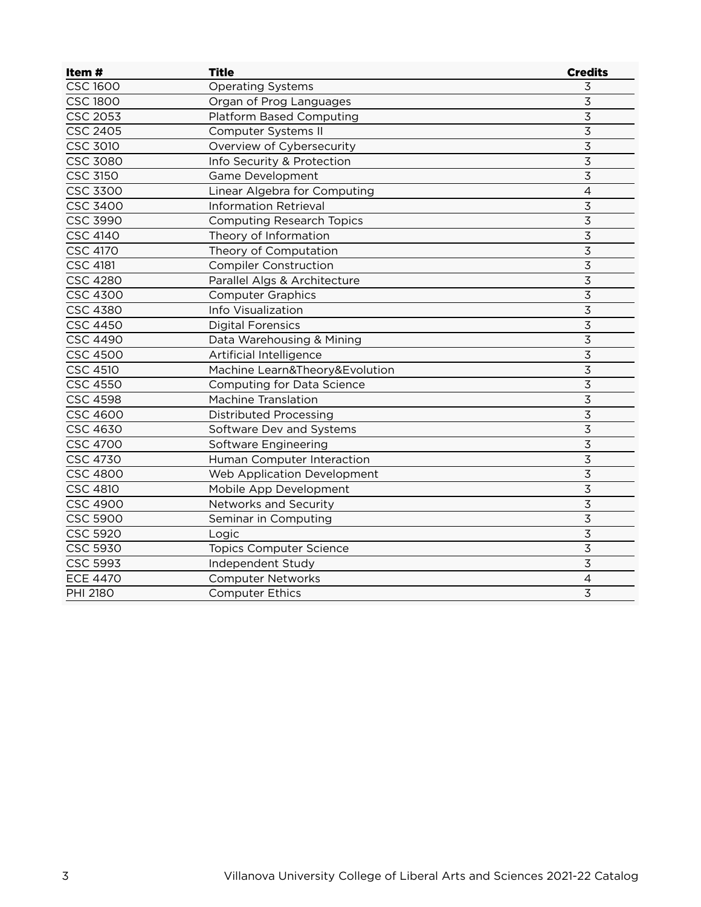| Item # | Title | Credits |
| --- | --- | --- |
| CSC 1600 | Operating Systems | 3 |
| CSC 1800 | Organ of Prog Languages | 3 |
| CSC 2053 | Platform Based Computing | 3 |
| CSC 2405 | Computer Systems II | 3 |
| CSC 3010 | Overview of Cybersecurity | 3 |
| CSC 3080 | Info Security & Protection | 3 |
| CSC 3150 | Game Development | 3 |
| CSC 3300 | Linear Algebra for Computing | 4 |
| CSC 3400 | Information Retrieval | 3 |
| CSC 3990 | Computing Research Topics | 3 |
| CSC 4140 | Theory of Information | 3 |
| CSC 4170 | Theory of Computation | 3 |
| CSC 4181 | Compiler Construction | 3 |
| CSC 4280 | Parallel Algs & Architecture | 3 |
| CSC 4300 | Computer Graphics | 3 |
| CSC 4380 | Info Visualization | 3 |
| CSC 4450 | Digital Forensics | 3 |
| CSC 4490 | Data Warehousing & Mining | 3 |
| CSC 4500 | Artificial Intelligence | 3 |
| CSC 4510 | Machine Learn&Theory&Evolution | 3 |
| CSC 4550 | Computing for Data Science | 3 |
| CSC 4598 | Machine Translation | 3 |
| CSC 4600 | Distributed Processing | 3 |
| CSC 4630 | Software Dev and Systems | 3 |
| CSC 4700 | Software Engineering | 3 |
| CSC 4730 | Human Computer Interaction | 3 |
| CSC 4800 | Web Application Development | 3 |
| CSC 4810 | Mobile App Development | 3 |
| CSC 4900 | Networks and Security | 3 |
| CSC 5900 | Seminar in Computing | 3 |
| CSC 5920 | Logic | 3 |
| CSC 5930 | Topics Computer Science | 3 |
| CSC 5993 | Independent Study | 3 |
| ECE 4470 | Computer Networks | 4 |
| PHI 2180 | Computer Ethics | 3 |